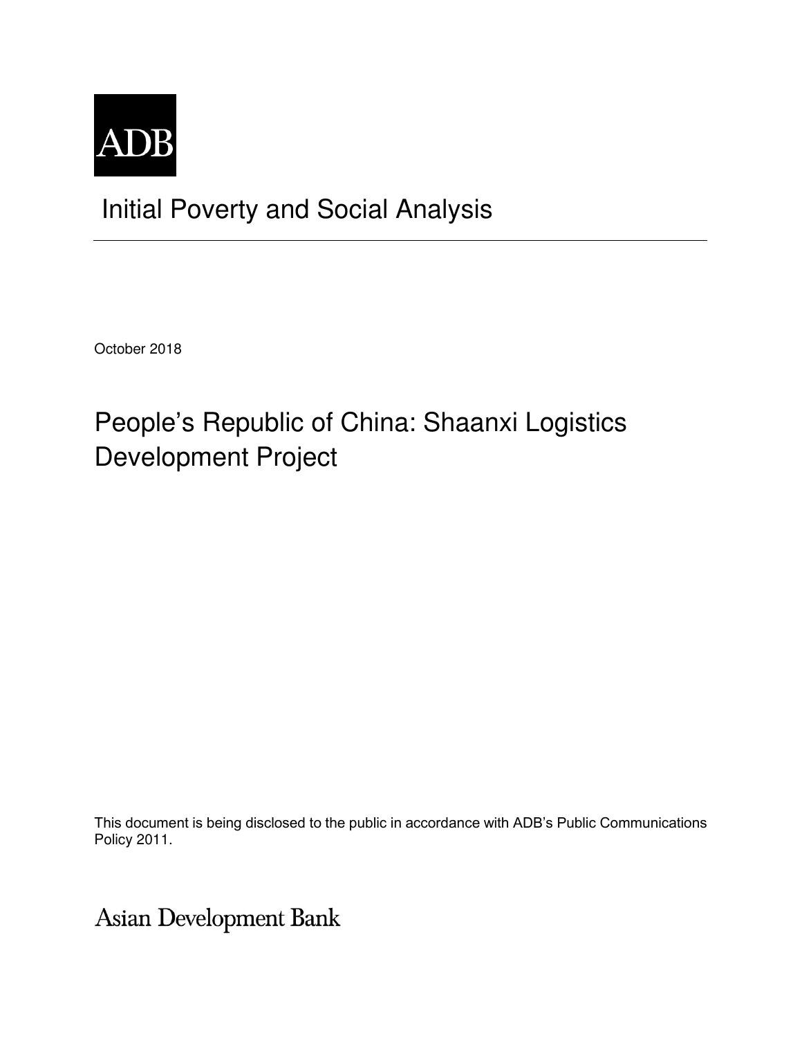ADB

# Initial Poverty and Social Analysis

October 2018

## People's Republic of China: Shaanxi Logistics Development Project

This document is being disclosed to the public in accordance with ADB's Public Communications Policy 2011.

Asian Development Bank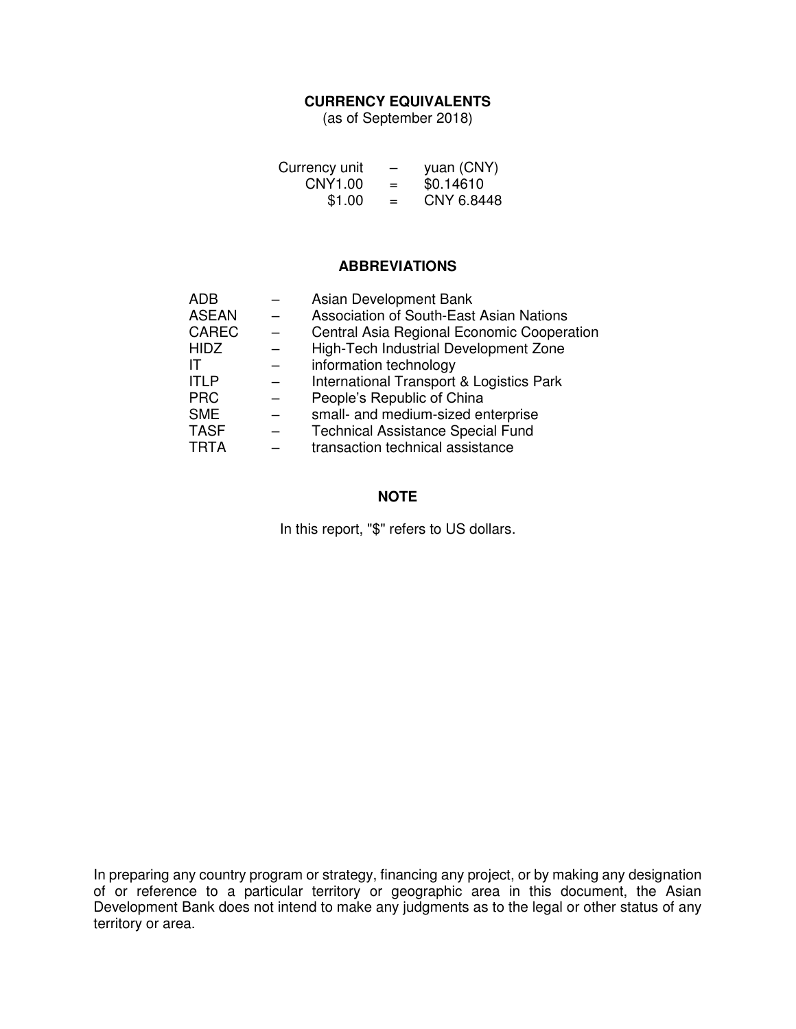## CURRENCY EQUIVALENTS

(as of September 2018)

| | | |
|---|---|---|
| Currency unit | – | yuan (CNY) |
| CNY1.00 | = | $0.14610 |
| $1.00 | = | CNY 6.8448 |

## ABBREVIATIONS

| | | |
|---|---|---|
| ADB | – | Asian Development Bank |
| ASEAN | – | Association of South-East Asian Nations |
| CAREC | – | Central Asia Regional Economic Cooperation |
| HIDZ | – | High-Tech Industrial Development Zone |
| IT | – | information technology |
| ITLP | – | International Transport & Logistics Park |
| PRC | – | People's Republic of China |
| SME | – | small- and medium-sized enterprise |
| TASF | – | Technical Assistance Special Fund |
| TRTA | – | transaction technical assistance |

## NOTE

In this report, "$" refers to US dollars.

In preparing any country program or strategy, financing any project, or by making any designation of or reference to a particular territory or geographic area in this document, the Asian Development Bank does not intend to make any judgments as to the legal or other status of any territory or area.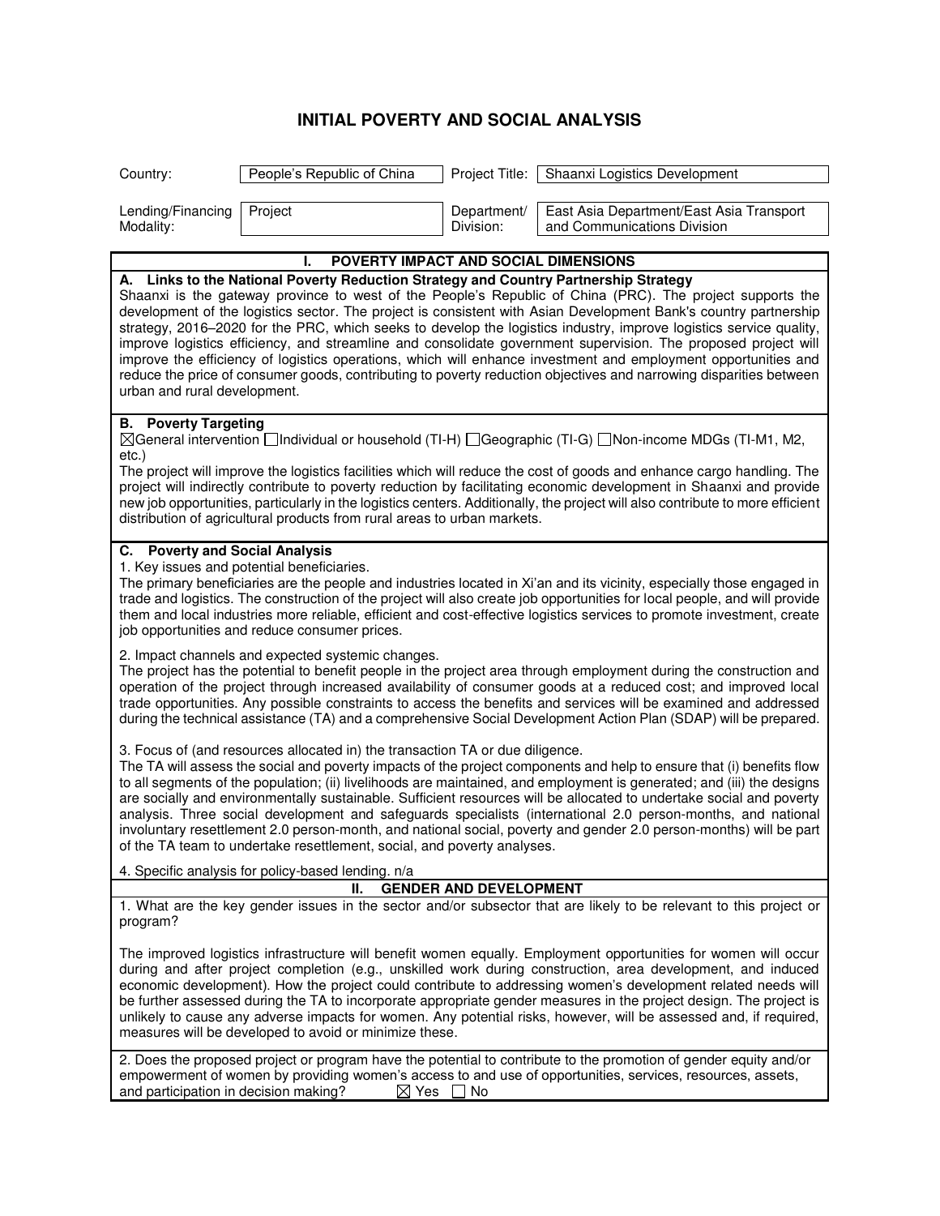# INITIAL POVERTY AND SOCIAL ANALYSIS

| | | | |
|---|---|---|---|
| Country: | People's Republic of China | Project Title: | Shaanxi Logistics Development |
| Lending/Financing Modality: | Project | Department/ Division: | East Asia Department/East Asia Transport and Communications Division |

## I. POVERTY IMPACT AND SOCIAL DIMENSIONS

**A. Links to the National Poverty Reduction Strategy and Country Partnership Strategy**

Shaanxi is the gateway province to west of the People's Republic of China (PRC). The project supports the development of the logistics sector. The project is consistent with Asian Development Bank's country partnership strategy, 2016–2020 for the PRC, which seeks to develop the logistics industry, improve logistics service quality, improve logistics efficiency, and streamline and consolidate government supervision. The proposed project will improve the efficiency of logistics operations, which will enhance investment and employment opportunities and reduce the price of consumer goods, contributing to poverty reduction objectives and narrowing disparities between urban and rural development.

**B. Poverty Targeting**

☒General intervention ☐Individual or household (TI-H) ☐Geographic (TI-G) ☐Non-income MDGs (TI-M1, M2, etc.)

The project will improve the logistics facilities which will reduce the cost of goods and enhance cargo handling. The project will indirectly contribute to poverty reduction by facilitating economic development in Shaanxi and provide new job opportunities, particularly in the logistics centers. Additionally, the project will also contribute to more efficient distribution of agricultural products from rural areas to urban markets.

**C. Poverty and Social Analysis**

1. Key issues and potential beneficiaries.

The primary beneficiaries are the people and industries located in Xi'an and its vicinity, especially those engaged in trade and logistics. The construction of the project will also create job opportunities for local people, and will provide them and local industries more reliable, efficient and cost-effective logistics services to promote investment, create job opportunities and reduce consumer prices.

2. Impact channels and expected systemic changes.

The project has the potential to benefit people in the project area through employment during the construction and operation of the project through increased availability of consumer goods at a reduced cost; and improved local trade opportunities. Any possible constraints to access the benefits and services will be examined and addressed during the technical assistance (TA) and a comprehensive Social Development Action Plan (SDAP) will be prepared.

3. Focus of (and resources allocated in) the transaction TA or due diligence.

The TA will assess the social and poverty impacts of the project components and help to ensure that (i) benefits flow to all segments of the population; (ii) livelihoods are maintained, and employment is generated; and (iii) the designs are socially and environmentally sustainable. Sufficient resources will be allocated to undertake social and poverty analysis. Three social development and safeguards specialists (international 2.0 person-months, and national involuntary resettlement 2.0 person-month, and national social, poverty and gender 2.0 person-months) will be part of the TA team to undertake resettlement, social, and poverty analyses.

4. Specific analysis for policy-based lending. n/a

## II. GENDER AND DEVELOPMENT

1. What are the key gender issues in the sector and/or subsector that are likely to be relevant to this project or program?

The improved logistics infrastructure will benefit women equally. Employment opportunities for women will occur during and after project completion (e.g., unskilled work during construction, area development, and induced economic development). How the project could contribute to addressing women's development related needs will be further assessed during the TA to incorporate appropriate gender measures in the project design. The project is unlikely to cause any adverse impacts for women. Any potential risks, however, will be assessed and, if required, measures will be developed to avoid or minimize these.

2. Does the proposed project or program have the potential to contribute to the promotion of gender equity and/or empowerment of women by providing women's access to and use of opportunities, services, resources, assets, and participation in decision making? ☒ Yes ☐ No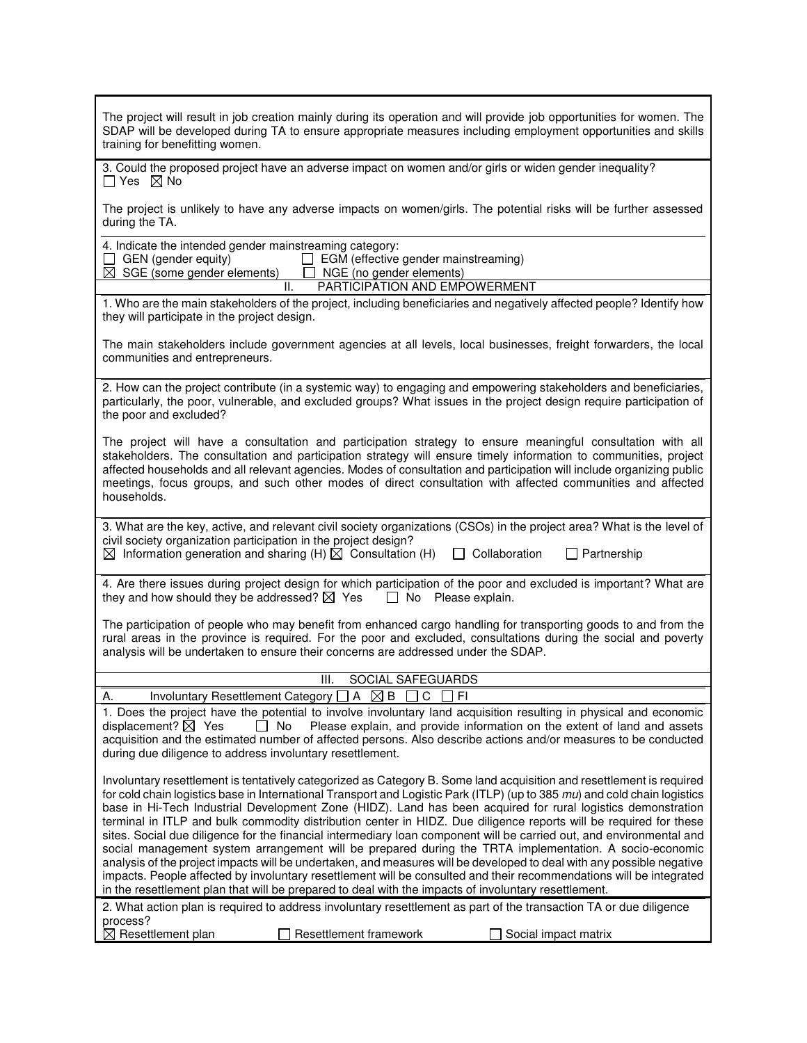The project will result in job creation mainly during its operation and will provide job opportunities for women. The SDAP will be developed during TA to ensure appropriate measures including employment opportunities and skills training for benefitting women.

3. Could the proposed project have an adverse impact on women and/or girls or widen gender inequality?
☐ Yes ☒ No

The project is unlikely to have any adverse impacts on women/girls. The potential risks will be further assessed during the TA.

4. Indicate the intended gender mainstreaming category:
☐ GEN (gender equity) ☐ EGM (effective gender mainstreaming)
☒ SGE (some gender elements) ☐ NGE (no gender elements)

## II. PARTICIPATION AND EMPOWERMENT

1. Who are the main stakeholders of the project, including beneficiaries and negatively affected people? Identify how they will participate in the project design.

The main stakeholders include government agencies at all levels, local businesses, freight forwarders, the local communities and entrepreneurs.

2. How can the project contribute (in a systemic way) to engaging and empowering stakeholders and beneficiaries, particularly, the poor, vulnerable, and excluded groups? What issues in the project design require participation of the poor and excluded?

The project will have a consultation and participation strategy to ensure meaningful consultation with all stakeholders. The consultation and participation strategy will ensure timely information to communities, project affected households and all relevant agencies. Modes of consultation and participation will include organizing public meetings, focus groups, and such other modes of direct consultation with affected communities and affected households.

3. What are the key, active, and relevant civil society organizations (CSOs) in the project area? What is the level of civil society organization participation in the project design?
☒ Information generation and sharing (H) ☒ Consultation (H) ☐ Collaboration ☐ Partnership

4. Are there issues during project design for which participation of the poor and excluded is important? What are they and how should they be addressed? ☒ Yes ☐ No Please explain.

The participation of people who may benefit from enhanced cargo handling for transporting goods to and from the rural areas in the province is required. For the poor and excluded, consultations during the social and poverty analysis will be undertaken to ensure their concerns are addressed under the SDAP.

## III. SOCIAL SAFEGUARDS

A. Involuntary Resettlement Category ☐ A ☒ B ☐ C ☐ FI

1. Does the project have the potential to involve involuntary land acquisition resulting in physical and economic displacement? ☒ Yes ☐ No Please explain, and provide information on the extent of land and assets acquisition and the estimated number of affected persons. Also describe actions and/or measures to be conducted during due diligence to address involuntary resettlement.

Involuntary resettlement is tentatively categorized as Category B. Some land acquisition and resettlement is required for cold chain logistics base in International Transport and Logistic Park (ITLP) (up to 385 *mu*) and cold chain logistics base in Hi-Tech Industrial Development Zone (HIDZ). Land has been acquired for rural logistics demonstration terminal in ITLP and bulk commodity distribution center in HIDZ. Due diligence reports will be required for these sites. Social due diligence for the financial intermediary loan component will be carried out, and environmental and social management system arrangement will be prepared during the TRTA implementation. A socio-economic analysis of the project impacts will be undertaken, and measures will be developed to deal with any possible negative impacts. People affected by involuntary resettlement will be consulted and their recommendations will be integrated in the resettlement plan that will be prepared to deal with the impacts of involuntary resettlement.

2. What action plan is required to address involuntary resettlement as part of the transaction TA or due diligence process?
☒ Resettlement plan ☐ Resettlement framework ☐ Social impact matrix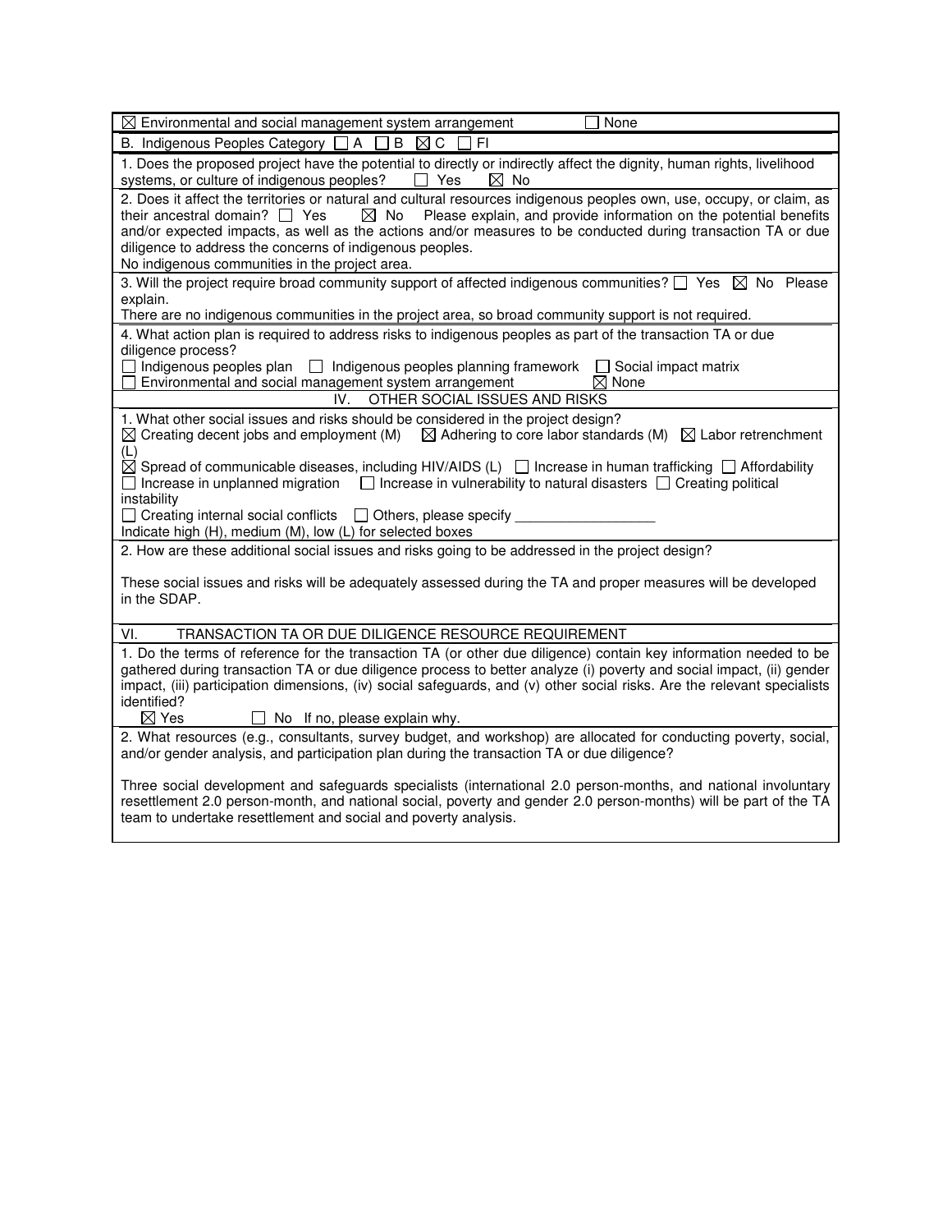☒ Environmental and social management system arrangement ☐ None

B. Indigenous Peoples Category ☐ A ☐ B ☒ C ☐ FI

1. Does the proposed project have the potential to directly or indirectly affect the dignity, human rights, livelihood systems, or culture of indigenous peoples? ☐ Yes ☒ No

2. Does it affect the territories or natural and cultural resources indigenous peoples own, use, occupy, or claim, as their ancestral domain? ☐ Yes ☒ No Please explain, and provide information on the potential benefits and/or expected impacts, as well as the actions and/or measures to be conducted during transaction TA or due diligence to address the concerns of indigenous peoples.
No indigenous communities in the project area.

3. Will the project require broad community support of affected indigenous communities? ☐ Yes ☒ No Please explain.
There are no indigenous communities in the project area, so broad community support is not required.

4. What action plan is required to address risks to indigenous peoples as part of the transaction TA or due diligence process?
☐ Indigenous peoples plan ☐ Indigenous peoples planning framework ☐ Social impact matrix
☐ Environmental and social management system arrangement ☒ None

## IV. OTHER SOCIAL ISSUES AND RISKS

1. What other social issues and risks should be considered in the project design?
☒ Creating decent jobs and employment (M) ☒ Adhering to core labor standards (M) ☒ Labor retrenchment (L)
☒ Spread of communicable diseases, including HIV/AIDS (L) ☐ Increase in human trafficking ☐ Affordability
☐ Increase in unplanned migration ☐ Increase in vulnerability to natural disasters ☐ Creating political instability
☐ Creating internal social conflicts ☐ Others, please specify ________________
Indicate high (H), medium (M), low (L) for selected boxes

2. How are these additional social issues and risks going to be addressed in the project design?

These social issues and risks will be adequately assessed during the TA and proper measures will be developed in the SDAP.

## VI. TRANSACTION TA OR DUE DILIGENCE RESOURCE REQUIREMENT

1. Do the terms of reference for the transaction TA (or other due diligence) contain key information needed to be gathered during transaction TA or due diligence process to better analyze (i) poverty and social impact, (ii) gender impact, (iii) participation dimensions, (iv) social safeguards, and (v) other social risks. Are the relevant specialists identified?
☒ Yes ☐ No If no, please explain why.

2. What resources (e.g., consultants, survey budget, and workshop) are allocated for conducting poverty, social, and/or gender analysis, and participation plan during the transaction TA or due diligence?

Three social development and safeguards specialists (international 2.0 person-months, and national involuntary resettlement 2.0 person-month, and national social, poverty and gender 2.0 person-months) will be part of the TA team to undertake resettlement and social and poverty analysis.